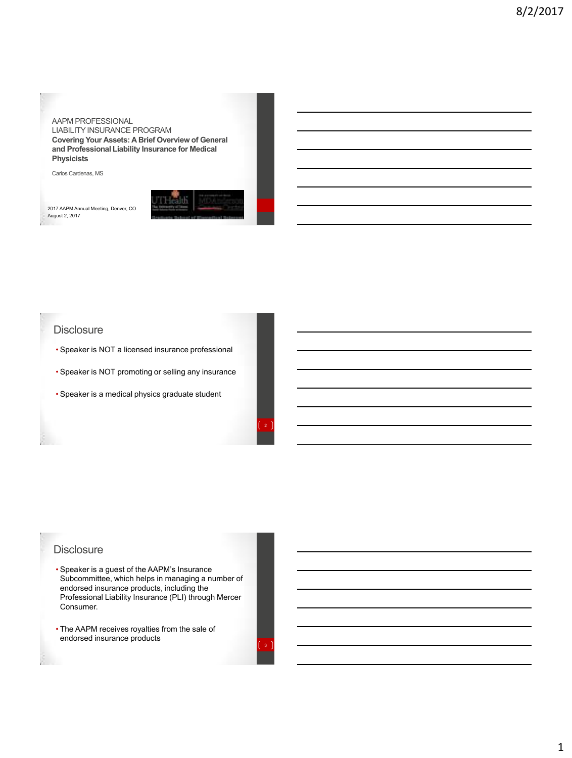AAPM PROFESSIONAL LIABILITY INSURANCE PROGRAM

**Covering Your Assets: A Brief Overview of General and Professional Liability Insurance for Medical Physicists**

Carlos Cardenas, MS

2017 AAPM Annual Meeting, Denver, CO
August 2, 2017

## Disclosure

- Speaker is NOT a licensed insurance professional
- Speaker is NOT promoting or selling any insurance
- Speaker is a medical physics graduate student

## Disclosure

- Speaker is a guest of the AAPM's Insurance Subcommittee, which helps in managing a number of endorsed insurance products, including the Professional Liability Insurance (PLI) through Mercer Consumer.
- The AAPM receives royalties from the sale of endorsed insurance products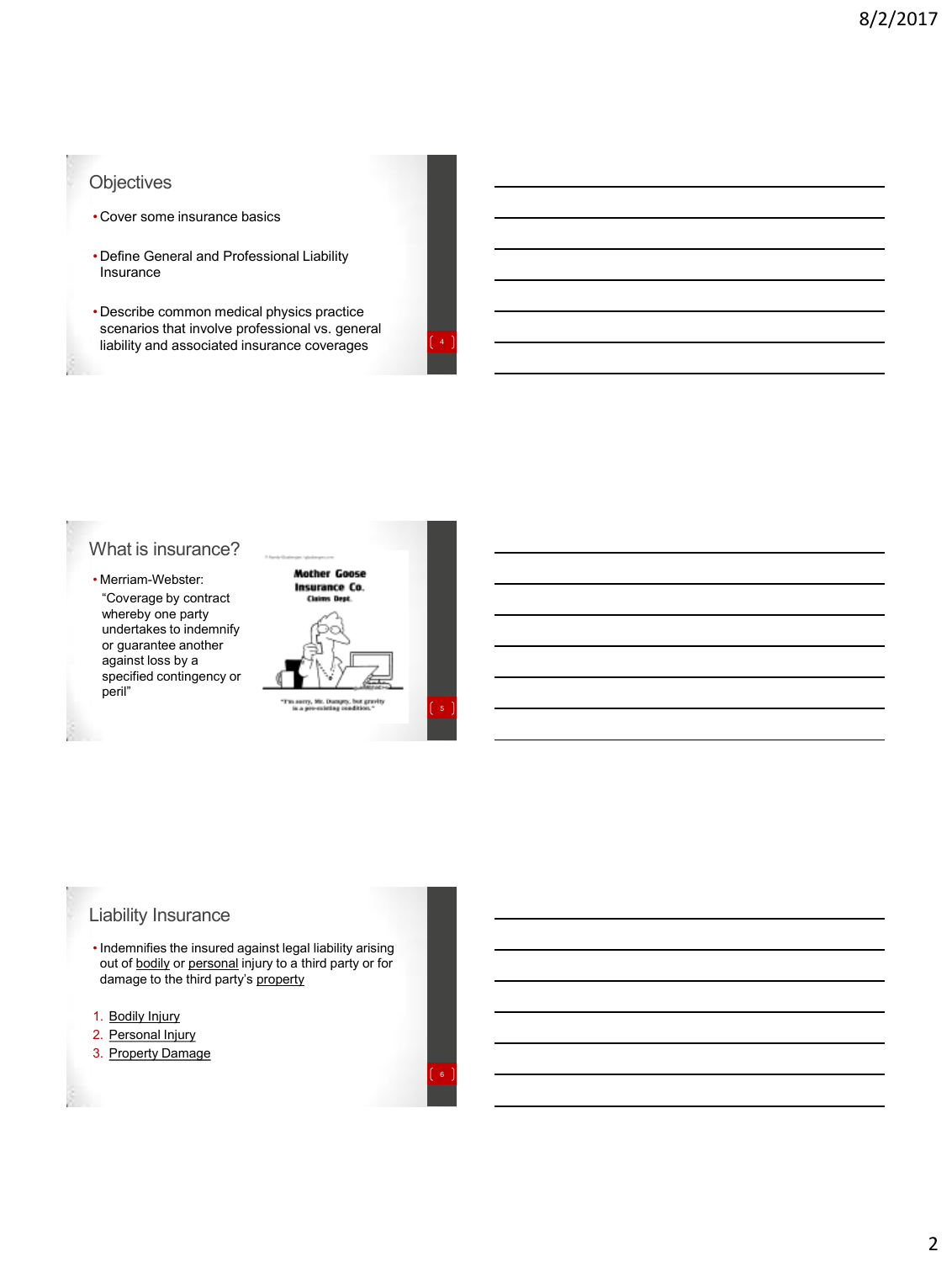## Objectives

- Cover some insurance basics
- Define General and Professional Liability Insurance
- Describe common medical physics practice scenarios that involve professional vs. general liability and associated insurance coverages

## What is insurance?

- Merriam-Webster: "Coverage by contract whereby one party undertakes to indemnify or guarantee another against loss by a specified contingency or peril"

## Liability Insurance

- Indemnifies the insured against legal liability arising out of bodily or personal injury to a third party or for damage to the third party's property

1. Bodily Injury
2. Personal Injury
3. Property Damage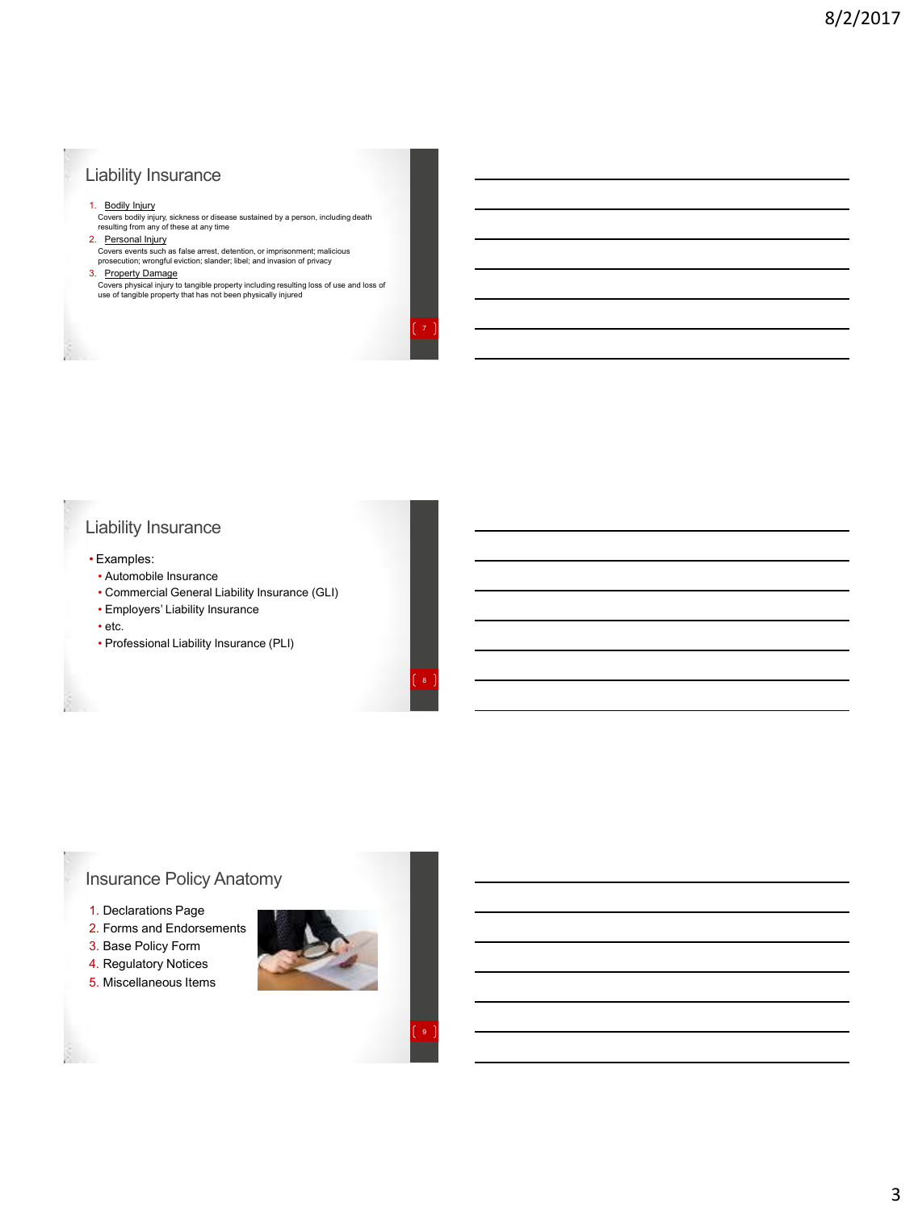## Liability Insurance

1. Bodily Injury
   Covers bodily injury, sickness or disease sustained by a person, including death resulting from any of these at any time
2. Personal Injury
   Covers events such as false arrest, detention, or imprisonment; malicious prosecution; wrongful eviction; slander; libel; and invasion of privacy
3. Property Damage
   Covers physical injury to tangible property including resulting loss of use and loss of use of tangible property that has not been physically injured

## Liability Insurance

- Examples:
  - Automobile Insurance
  - Commercial General Liability Insurance (GLI)
  - Employers' Liability Insurance
  - etc.
  - Professional Liability Insurance (PLI)

## Insurance Policy Anatomy

1. Declarations Page
2. Forms and Endorsements
3. Base Policy Form
4. Regulatory Notices
5. Miscellaneous Items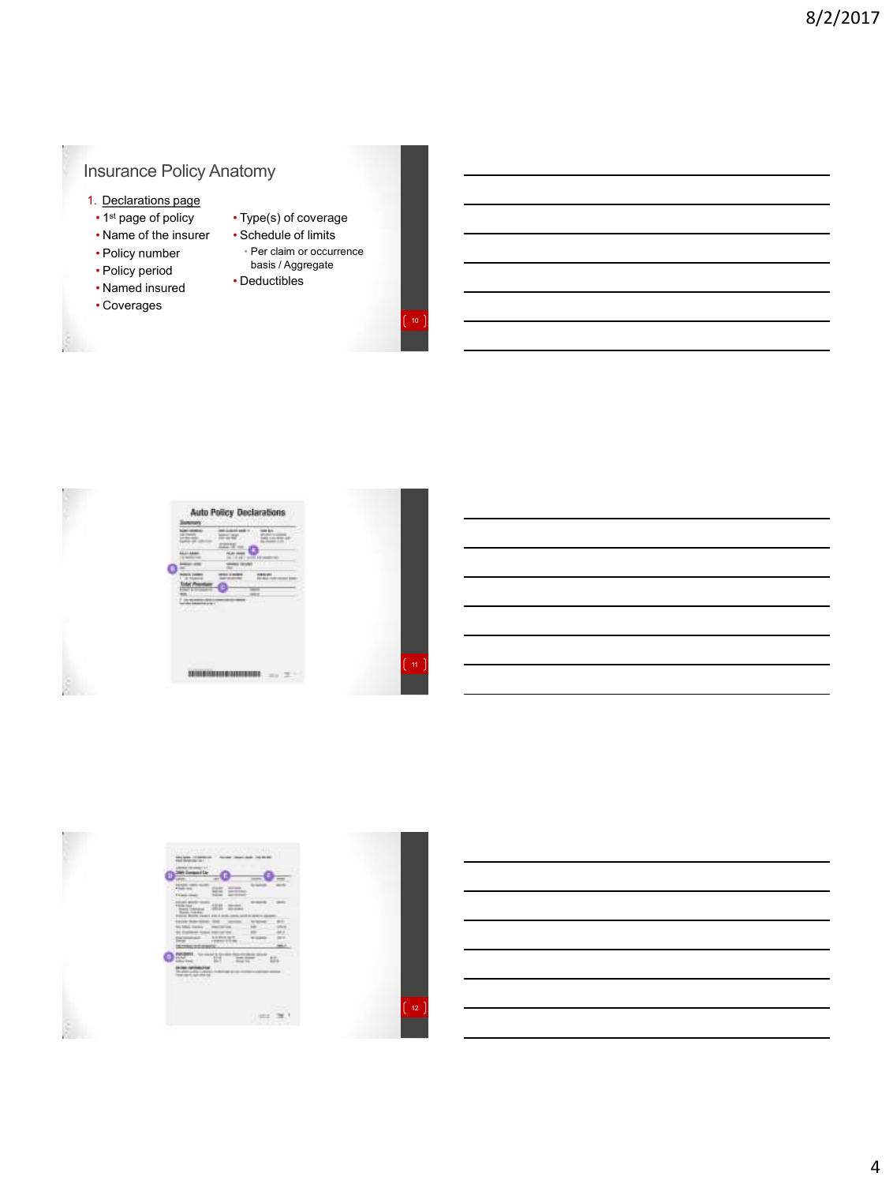## Insurance Policy Anatomy

1. Declarations page
   - 1st page of policy
   - Name of the insurer
   - Policy number
   - Policy period
   - Named insured
   - Coverages
   - Type(s) of coverage
   - Schedule of limits
     - Per claim or occurrence basis / Aggregate
   - Deductibles

Auto Policy Declarations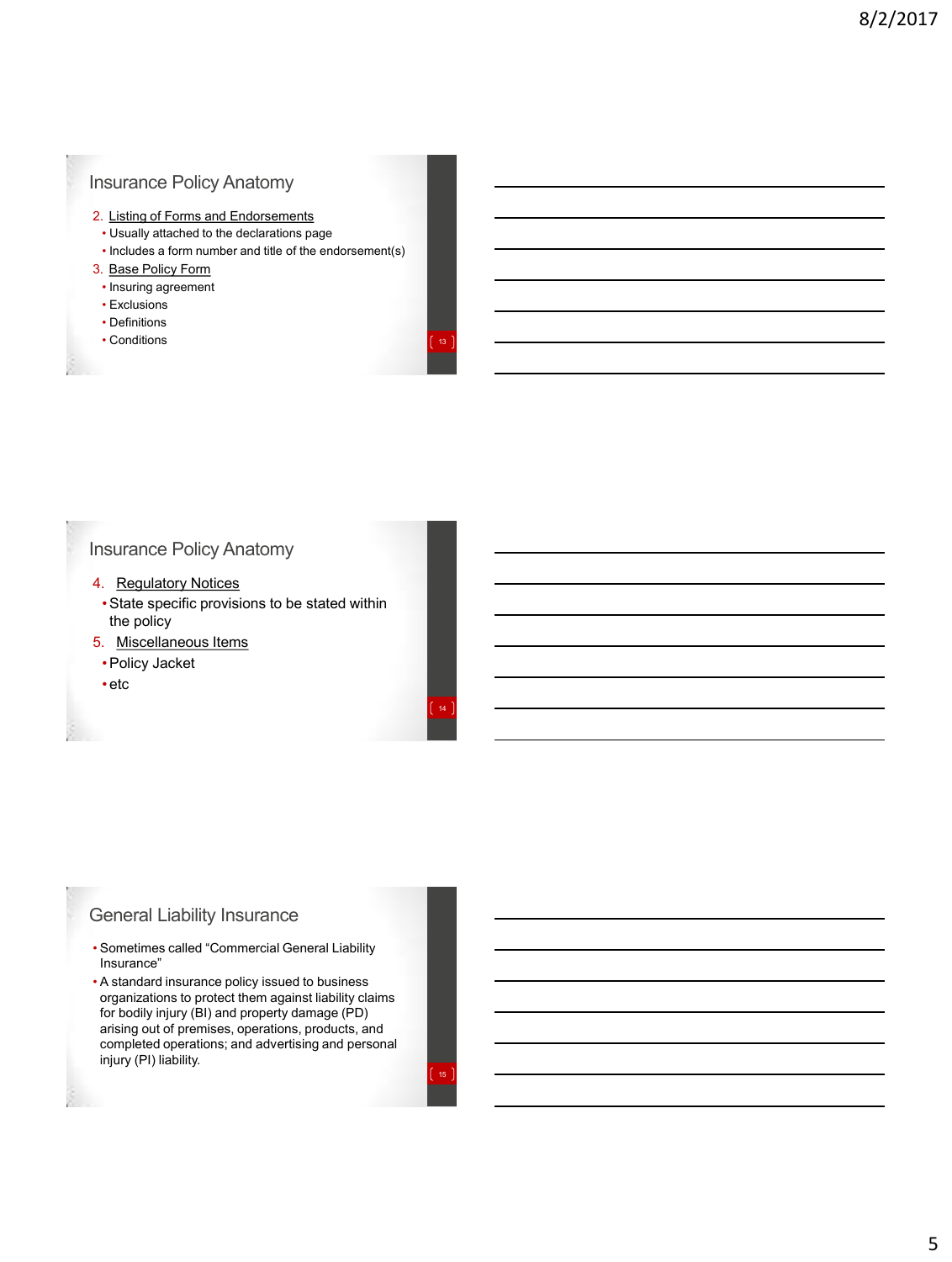## Insurance Policy Anatomy

2. Listing of Forms and Endorsements
   - Usually attached to the declarations page
   - Includes a form number and title of the endorsement(s)
3. Base Policy Form
   - Insuring agreement
   - Exclusions
   - Definitions
   - Conditions

## Insurance Policy Anatomy

4. Regulatory Notices
   - State specific provisions to be stated within the policy
5. Miscellaneous Items
   - Policy Jacket
   - etc

## General Liability Insurance

- Sometimes called "Commercial General Liability Insurance"
- A standard insurance policy issued to business organizations to protect them against liability claims for bodily injury (BI) and property damage (PD) arising out of premises, operations, products, and completed operations; and advertising and personal injury (PI) liability.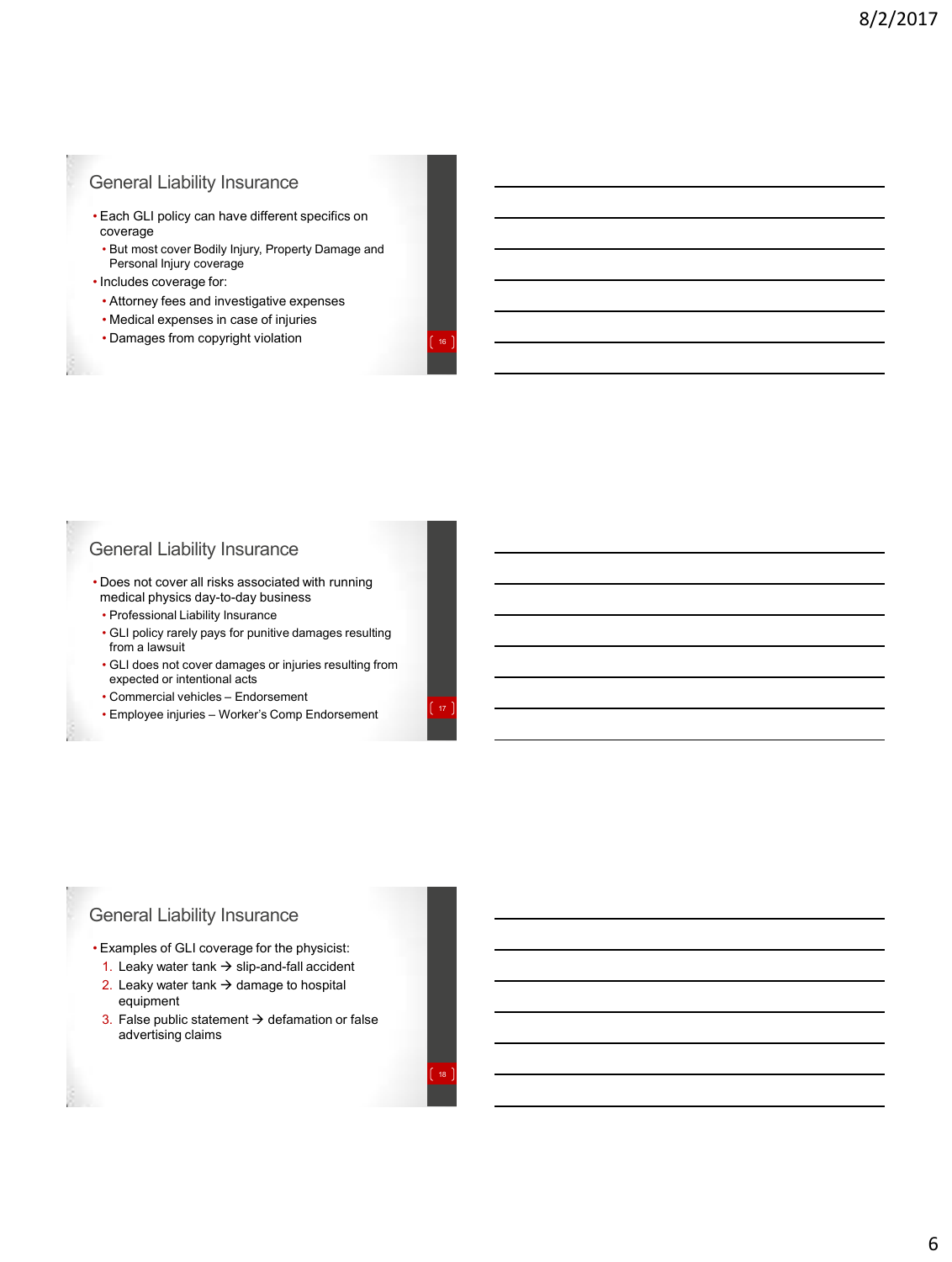## General Liability Insurance

- Each GLI policy can have different specifics on coverage
  - But most cover Bodily Injury, Property Damage and Personal Injury coverage
- Includes coverage for:
  - Attorney fees and investigative expenses
  - Medical expenses in case of injuries
  - Damages from copyright violation

## General Liability Insurance

- Does not cover all risks associated with running medical physics day-to-day business
  - Professional Liability Insurance
  - GLI policy rarely pays for punitive damages resulting from a lawsuit
  - GLI does not cover damages or injuries resulting from expected or intentional acts
  - Commercial vehicles – Endorsement
  - Employee injuries – Worker's Comp Endorsement

## General Liability Insurance

- Examples of GLI coverage for the physicist:
  1. Leaky water tank → slip-and-fall accident
  2. Leaky water tank → damage to hospital equipment
  3. False public statement → defamation or false advertising claims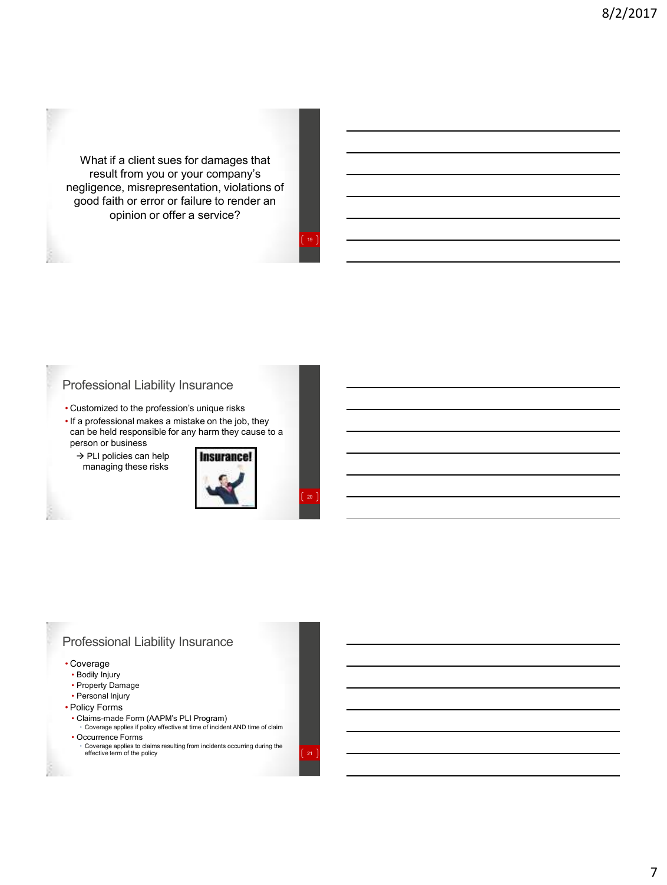What if a client sues for damages that result from you or your company's negligence, misrepresentation, violations of good faith or error or failure to render an opinion or offer a service?

## Professional Liability Insurance

- Customized to the profession's unique risks
- If a professional makes a mistake on the job, they can be held responsible for any harm they cause to a person or business
  - → PLI policies can help managing these risks

## Professional Liability Insurance

- Coverage
  - Bodily Injury
  - Property Damage
  - Personal Injury
- Policy Forms
  - Claims-made Form (AAPM's PLI Program)
    - Coverage applies if policy effective at time of incident AND time of claim
  - Occurrence Forms
    - Coverage applies to claims resulting from incidents occurring during the effective term of the policy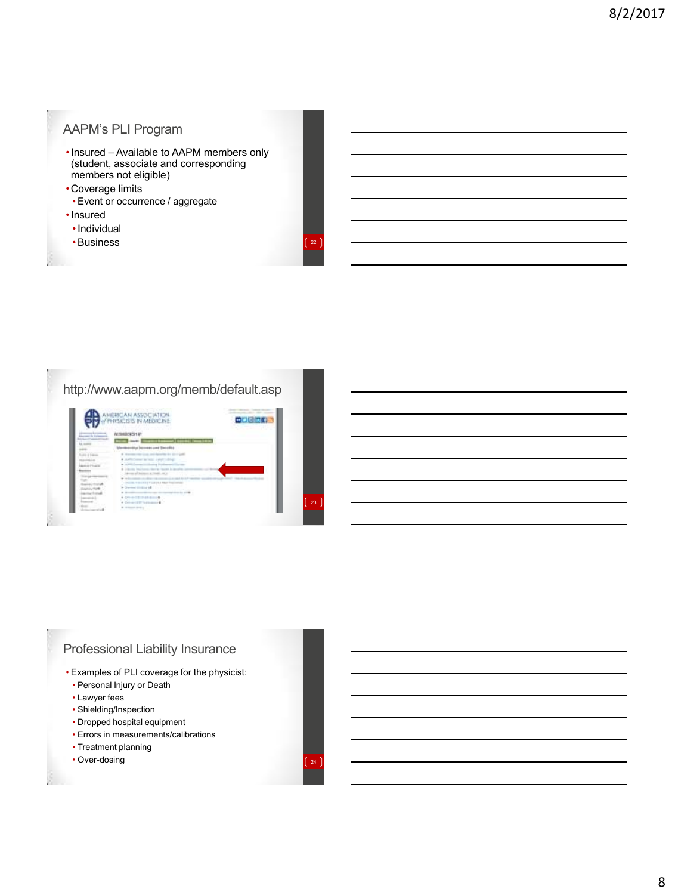## AAPM's PLI Program

- Insured – Available to AAPM members only (student, associate and corresponding members not eligible)
- Coverage limits
  - Event or occurrence / aggregate
- Insured
  - Individual
  - Business

## http://www.aapm.org/memb/default.asp

## Professional Liability Insurance

- Examples of PLI coverage for the physicist:
  - Personal Injury or Death
  - Lawyer fees
  - Shielding/Inspection
  - Dropped hospital equipment
  - Errors in measurements/calibrations
  - Treatment planning
  - Over-dosing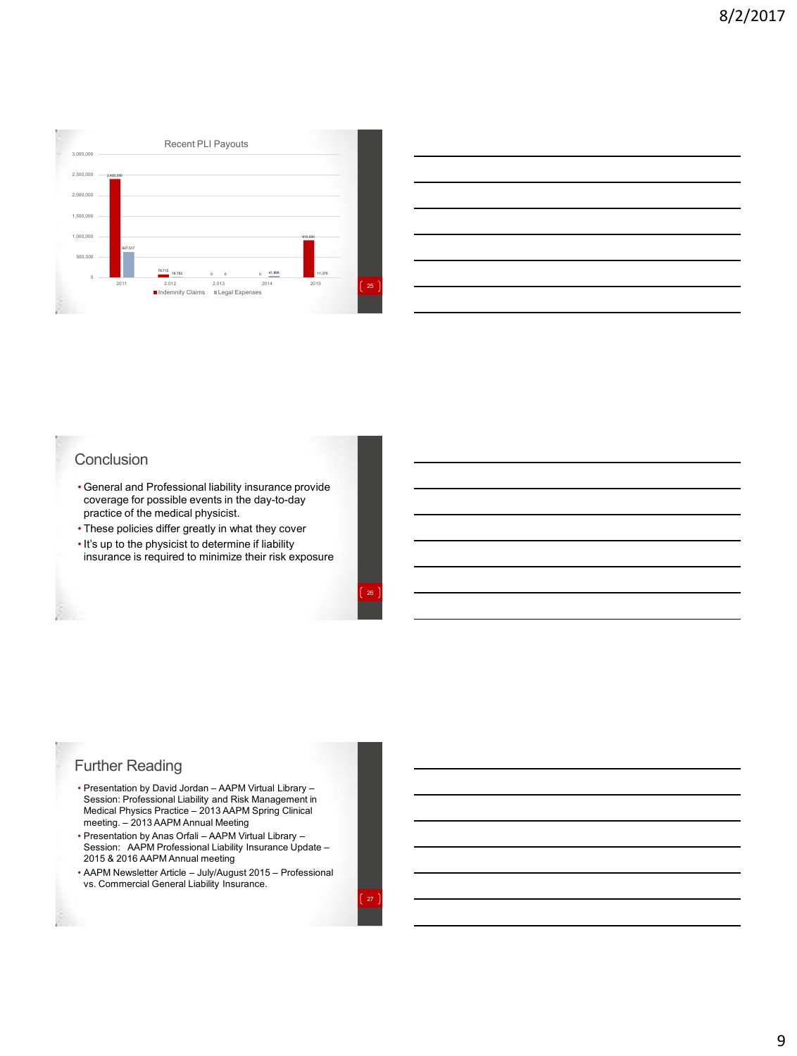## Recent PLI Payouts

| Year | Indemnity Claims | Legal Expenses |
|---|---|---|
| 2011 | 2,400,000 | 627,517 |
| 2,012 | 79,712 | 19,783 |
| 2,013 | 0 | 0 |
| 2014 | 0 | 41,896 |
| 2015 | 910,000 | 11,370 |

## Conclusion

- General and Professional liability insurance provide coverage for possible events in the day-to-day practice of the medical physicist.
- These policies differ greatly in what they cover
- It's up to the physicist to determine if liability insurance is required to minimize their risk exposure

## Further Reading

- Presentation by David Jordan – AAPM Virtual Library – Session: Professional Liability and Risk Management in Medical Physics Practice – 2013 AAPM Spring Clinical meeting. – 2013 AAPM Annual Meeting
- Presentation by Anas Orfali – AAPM Virtual Library – Session: AAPM Professional Liability Insurance Update – 2015 & 2016 AAPM Annual meeting
- AAPM Newsletter Article – July/August 2015 – Professional vs. Commercial General Liability Insurance.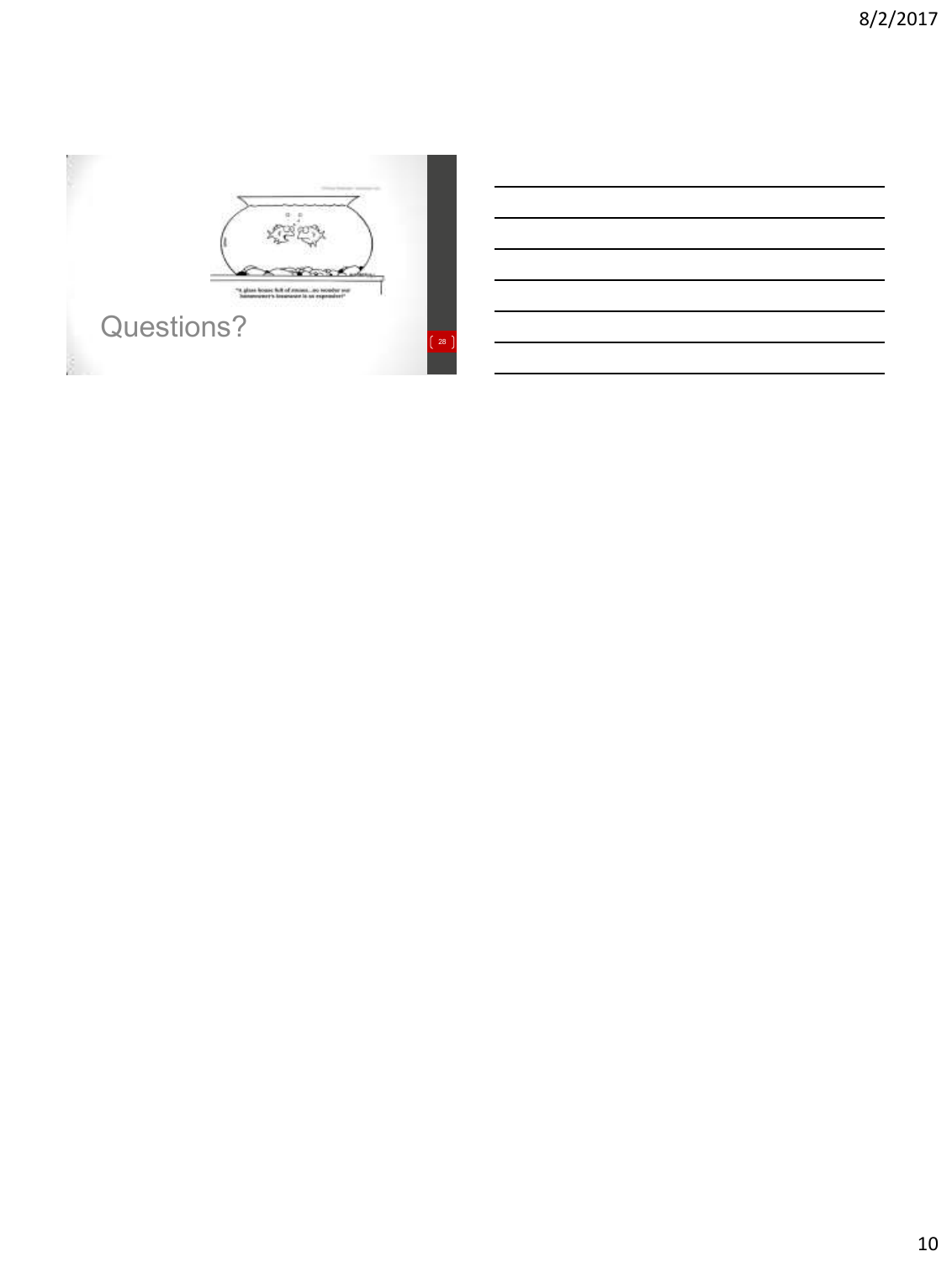Questions?